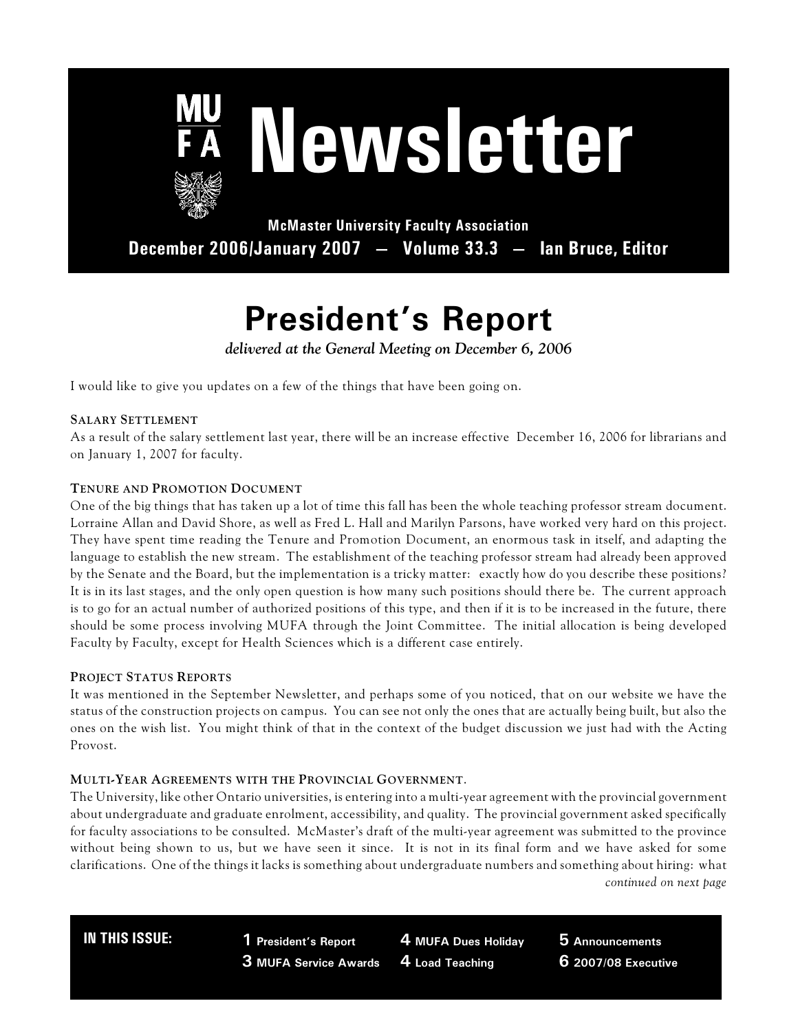# MUFA Newsletter

**McMaster University Faculty Association**

**December 2006/January 2007 — Volume 33.3 — Ian Bruce, Editor**

## President's Report

*delivered at the General Meeting on December 6, 2006*

I would like to give you updates on a few of the things that have been going on.

### Salary Settlement

As a result of the salary settlement last year, there will be an increase effective December 16, 2006 for librarians and on January 1, 2007 for faculty.

### Tenure and Promotion Document

One of the big things that has taken up a lot of time this fall has been the whole teaching professor stream document. Lorraine Allan and David Shore, as well as Fred L. Hall and Marilyn Parsons, have worked very hard on this project. They have spent time reading the Tenure and Promotion Document, an enormous task in itself, and adapting the language to establish the new stream. The establishment of the teaching professor stream had already been approved by the Senate and the Board, but the implementation is a tricky matter: exactly how do you describe these positions? It is in its last stages, and the only open question is how many such positions should there be. The current approach is to go for an actual number of authorized positions of this type, and then if it is to be increased in the future, there should be some process involving MUFA through the Joint Committee. The initial allocation is being developed Faculty by Faculty, except for Health Sciences which is a different case entirely.

### Project Status Reports

It was mentioned in the September Newsletter, and perhaps some of you noticed, that on our website we have the status of the construction projects on campus. You can see not only the ones that are actually being built, but also the ones on the wish list. You might think of that in the context of the budget discussion we just had with the Acting Provost.

### Multi-Year Agreements with the Provincial Government.

The University, like other Ontario universities, is entering into a multi-year agreement with the provincial government about undergraduate and graduate enrolment, accessibility, and quality. The provincial government asked specifically for faculty associations to be consulted. McMaster's draft of the multi-year agreement was submitted to the province without being shown to us, but we have seen it since. It is not in its final form and we have asked for some clarifications. One of the things it lacks is something about undergraduate numbers and something about hiring: what

*continued on next page*

**IN THIS ISSUE:**

- **1** President's Report
- **3** MUFA Service Awards
- **4** MUFA Dues Holiday
- **4** Load Teaching
- **5** Announcements
- **6** 2007/08 Executive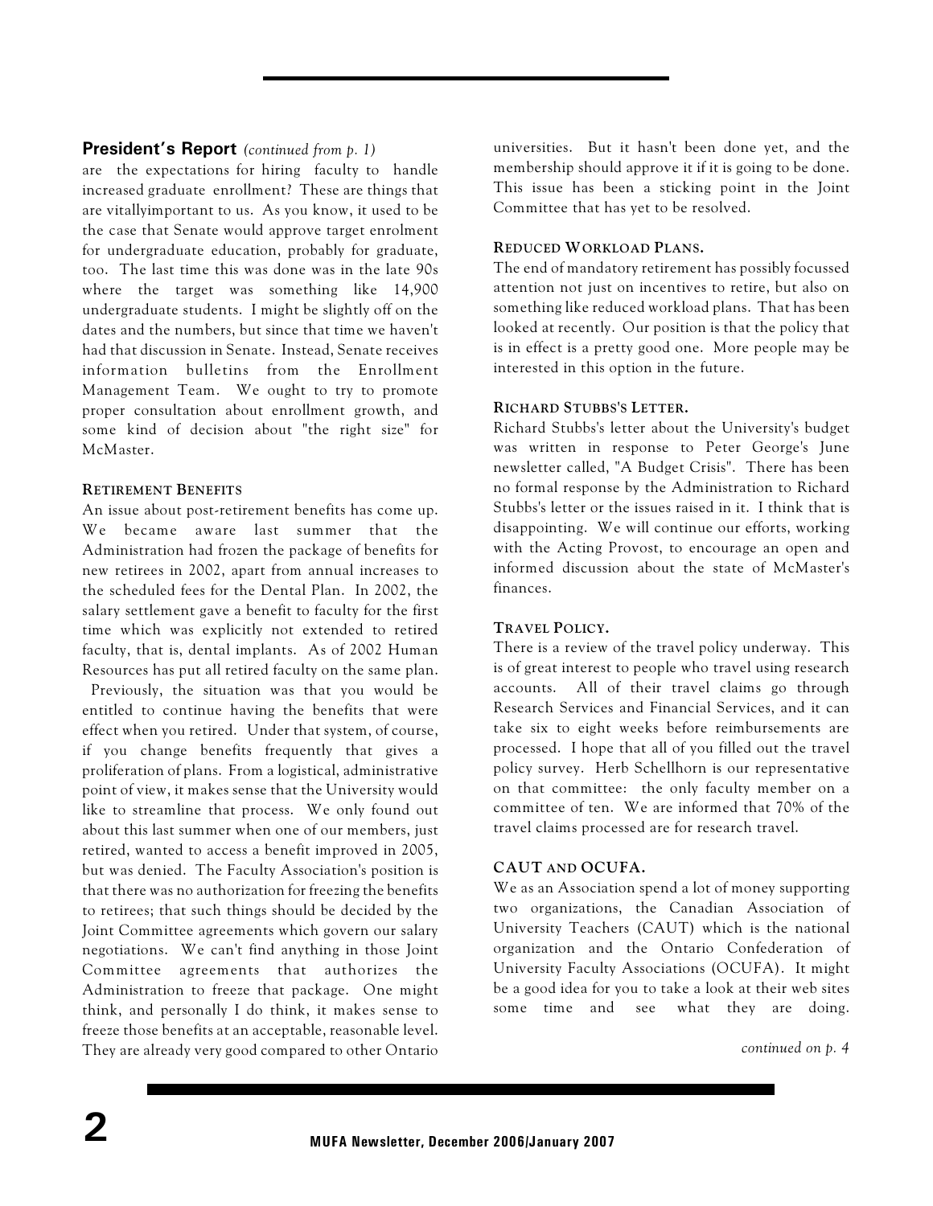## President's Report *(continued from p. 1)*

are the expectations for hiring faculty to handle increased graduate enrollment? These are things that are vitallyimportant to us. As you know, it used to be the case that Senate would approve target enrolment for undergraduate education, probably for graduate, too. The last time this was done was in the late 90s where the target was something like 14,900 undergraduate students. I might be slightly off on the dates and the numbers, but since that time we haven't had that discussion in Senate. Instead, Senate receives information bulletins from the Enrollment Management Team. We ought to try to promote proper consultation about enrollment growth, and some kind of decision about "the right size" for McMaster.

**RETIREMENT BENEFITS**

An issue about post-retirement benefits has come up. We became aware last summer that the Administration had frozen the package of benefits for new retirees in 2002, apart from annual increases to the scheduled fees for the Dental Plan. In 2002, the salary settlement gave a benefit to faculty for the first time which was explicitly not extended to retired faculty, that is, dental implants. As of 2002 Human Resources has put all retired faculty on the same plan. Previously, the situation was that you would be entitled to continue having the benefits that were effect when you retired. Under that system, of course, if you change benefits frequently that gives a proliferation of plans. From a logistical, administrative point of view, it makes sense that the University would like to streamline that process. We only found out about this last summer when one of our members, just retired, wanted to access a benefit improved in 2005, but was denied. The Faculty Association's position is that there was no authorization for freezing the benefits to retirees; that such things should be decided by the Joint Committee agreements which govern our salary negotiations. We can't find anything in those Joint Committee agreements that authorizes the Administration to freeze that package. One might think, and personally I do think, it makes sense to freeze those benefits at an acceptable, reasonable level. They are already very good compared to other Ontario universities. But it hasn't been done yet, and the membership should approve it if it is going to be done. This issue has been a sticking point in the Joint Committee that has yet to be resolved.

**REDUCED WORKLOAD PLANS.**

The end of mandatory retirement has possibly focussed attention not just on incentives to retire, but also on something like reduced workload plans. That has been looked at recently. Our position is that the policy that is in effect is a pretty good one. More people may be interested in this option in the future.

**RICHARD STUBBS'S LETTER.**

Richard Stubbs's letter about the University's budget was written in response to Peter George's June newsletter called, "A Budget Crisis". There has been no formal response by the Administration to Richard Stubbs's letter or the issues raised in it. I think that is disappointing. We will continue our efforts, working with the Acting Provost, to encourage an open and informed discussion about the state of McMaster's finances.

**TRAVEL POLICY.**

There is a review of the travel policy underway. This is of great interest to people who travel using research accounts. All of their travel claims go through Research Services and Financial Services, and it can take six to eight weeks before reimbursements are processed. I hope that all of you filled out the travel policy survey. Herb Schellhorn is our representative on that committee: the only faculty member on a committee of ten. We are informed that 70% of the travel claims processed are for research travel.

**CAUT AND OCUFA.**

We as an Association spend a lot of money supporting two organizations, the Canadian Association of University Teachers (CAUT) which is the national organization and the Ontario Confederation of University Faculty Associations (OCUFA). It might be a good idea for you to take a look at their web sites some time and see what they are doing.

*continued on p. 4*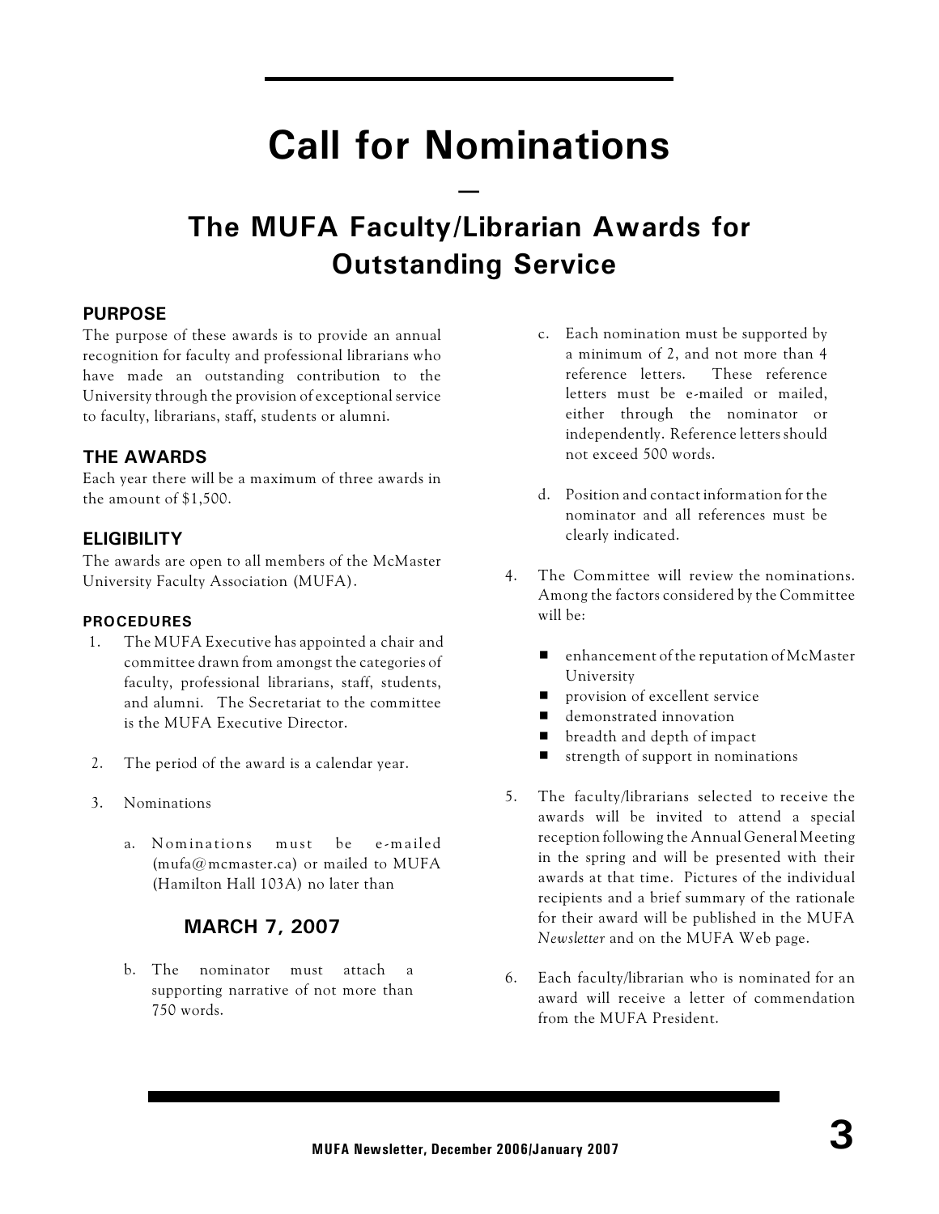# Call for Nominations

—

## The MUFA Faculty/Librarian Awards for Outstanding Service

### PURPOSE

The purpose of these awards is to provide an annual recognition for faculty and professional librarians who have made an outstanding contribution to the University through the provision of exceptional service to faculty, librarians, staff, students or alumni.

### THE AWARDS

Each year there will be a maximum of three awards in the amount of $1,500.

### ELIGIBILITY

The awards are open to all members of the McMaster University Faculty Association (MUFA).

### PROCEDURES

1. The MUFA Executive has appointed a chair and committee drawn from amongst the categories of faculty, professional librarians, staff, students, and alumni. The Secretariat to the committee is the MUFA Executive Director.

2. The period of the award is a calendar year.

3. Nominations

   a. Nominations must be e-mailed (mufa@mcmaster.ca) or mailed to MUFA (Hamilton Hall 103A) no later than

      **MARCH 7, 2007**

   b. The nominator must attach a supporting narrative of not more than 750 words.

   c. Each nomination must be supported by a minimum of 2, and not more than 4 reference letters. These reference letters must be e-mailed or mailed, either through the nominator or independently. Reference letters should not exceed 500 words.

   d. Position and contact information for the nominator and all references must be clearly indicated.

4. The Committee will review the nominations. Among the factors considered by the Committee will be:

   - enhancement of the reputation of McMaster University
   - provision of excellent service
   - demonstrated innovation
   - breadth and depth of impact
   - strength of support in nominations

5. The faculty/librarians selected to receive the awards will be invited to attend a special reception following the Annual General Meeting in the spring and will be presented with their awards at that time. Pictures of the individual recipients and a brief summary of the rationale for their award will be published in the MUFA *Newsletter* and on the MUFA Web page.

6. Each faculty/librarian who is nominated for an award will receive a letter of commendation from the MUFA President.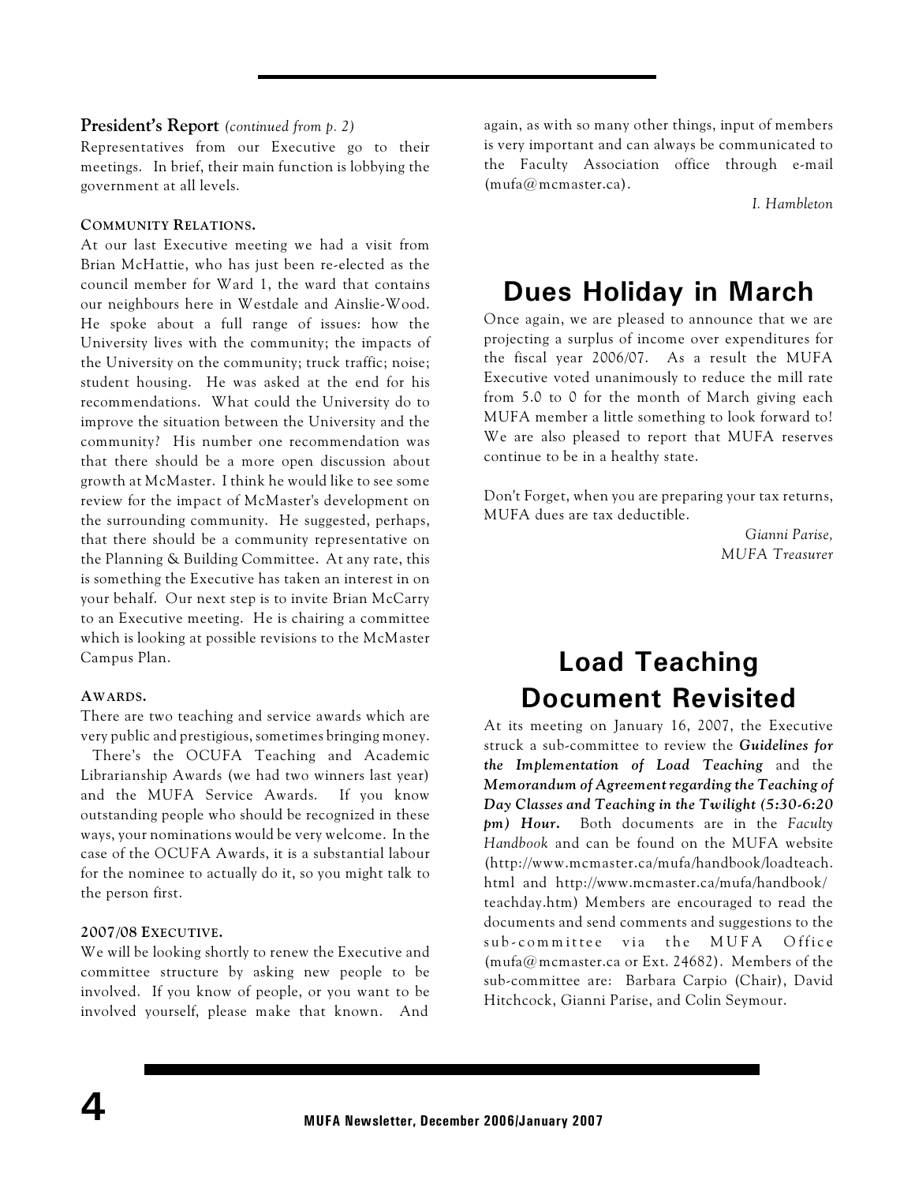**President's Report** *(continued from p. 2)*

Representatives from our Executive go to their meetings. In brief, their main function is lobbying the government at all levels.

**COMMUNITY RELATIONS.**

At our last Executive meeting we had a visit from Brian McHattie, who has just been re-elected as the council member for Ward 1, the ward that contains our neighbours here in Westdale and Ainslie-Wood. He spoke about a full range of issues: how the University lives with the community; the impacts of the University on the community; truck traffic; noise; student housing. He was asked at the end for his recommendations. What could the University do to improve the situation between the University and the community? His number one recommendation was that there should be a more open discussion about growth at McMaster. I think he would like to see some review for the impact of McMaster's development on the surrounding community. He suggested, perhaps, that there should be a community representative on the Planning & Building Committee. At any rate, this is something the Executive has taken an interest in on your behalf. Our next step is to invite Brian McCarry to an Executive meeting. He is chairing a committee which is looking at possible revisions to the McMaster Campus Plan.

**AWARDS.**

There are two teaching and service awards which are very public and prestigious, sometimes bringing money. There's the OCUFA Teaching and Academic Librarianship Awards (we had two winners last year) and the MUFA Service Awards. If you know outstanding people who should be recognized in these ways, your nominations would be very welcome. In the case of the OCUFA Awards, it is a substantial labour for the nominee to actually do it, so you might talk to the person first.

**2007/08 EXECUTIVE.**

We will be looking shortly to renew the Executive and committee structure by asking new people to be involved. If you know of people, or you want to be involved yourself, please make that known. And again, as with so many other things, input of members is very important and can always be communicated to the Faculty Association office through e-mail (mufa@mcmaster.ca).

*I. Hambleton*

# Dues Holiday in March

Once again, we are pleased to announce that we are projecting a surplus of income over expenditures for the fiscal year 2006/07. As a result the MUFA Executive voted unanimously to reduce the mill rate from 5.0 to 0 for the month of March giving each MUFA member a little something to look forward to! We are also pleased to report that MUFA reserves continue to be in a healthy state.

Don't Forget, when you are preparing your tax returns, MUFA dues are tax deductible.

*Gianni Parise,*
*MUFA Treasurer*

# Load Teaching Document Revisited

At its meeting on January 16, 2007, the Executive struck a sub-committee to review the ***Guidelines for the Implementation of Load Teaching*** and the ***Memorandum of Agreement regarding the Teaching of Day Classes and Teaching in the Twilight (5:30-6:20 pm) Hour.*** Both documents are in the *Faculty Handbook* and can be found on the MUFA website (http://www.mcmaster.ca/mufa/handbook/loadteach.html and http://www.mcmaster.ca/mufa/handbook/teachday.htm) Members are encouraged to read the documents and send comments and suggestions to the sub-committee via the MUFA Office (mufa@mcmaster.ca or Ext. 24682). Members of the sub-committee are: Barbara Carpio (Chair), David Hitchcock, Gianni Parise, and Colin Seymour.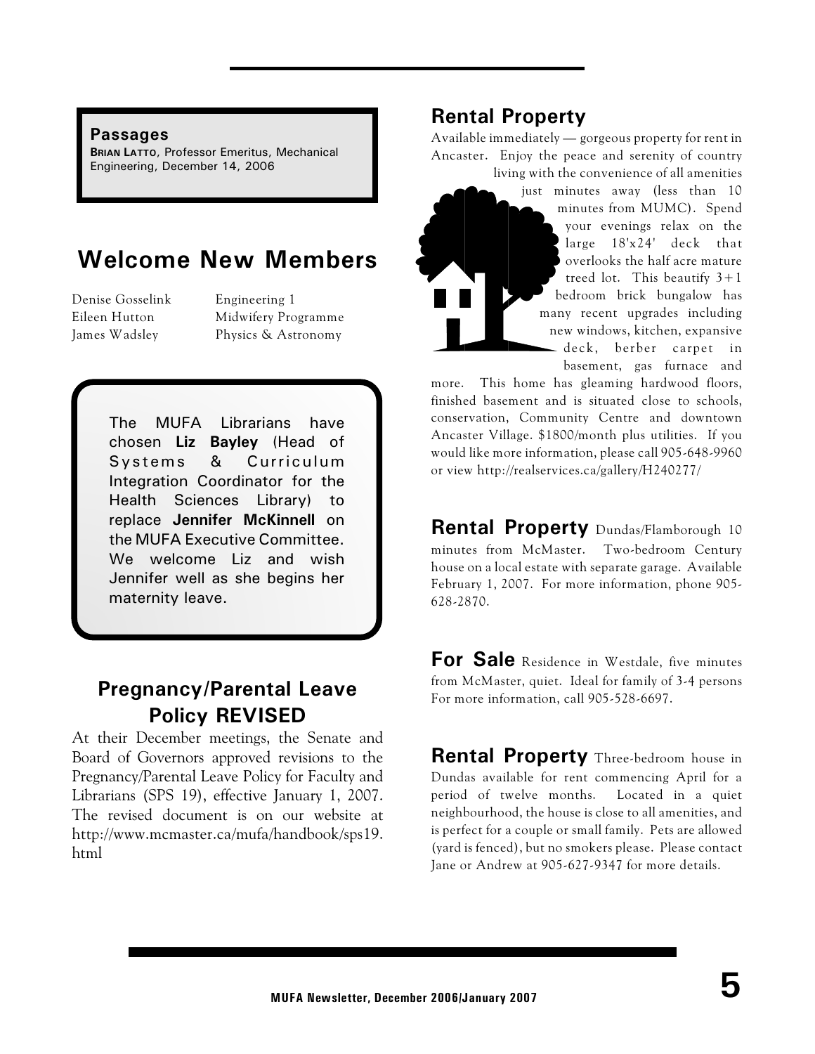### Passages

**BRIAN LATTO**, Professor Emeritus, Mechanical Engineering, December 14, 2006

## Welcome New Members

| | |
|---|---|
| Denise Gosselink | Engineering 1 |
| Eileen Hutton | Midwifery Programme |
| James Wadsley | Physics & Astronomy |

The MUFA Librarians have chosen **Liz Bayley** (Head of Systems & Curriculum Integration Coordinator for the Health Sciences Library) to replace **Jennifer McKinnell** on the MUFA Executive Committee. We welcome Liz and wish Jennifer well as she begins her maternity leave.

## Pregnancy/Parental Leave Policy REVISED

At their December meetings, the Senate and Board of Governors approved revisions to the Pregnancy/Parental Leave Policy for Faculty and Librarians (SPS 19), effective January 1, 2007. The revised document is on our website at http://www.mcmaster.ca/mufa/handbook/sps19.html

## Rental Property

Available immediately — gorgeous property for rent in Ancaster. Enjoy the peace and serenity of country living with the convenience of all amenities just minutes away (less than 10 minutes from MUMC). Spend your evenings relax on the large 18'x24' deck that overlooks the half acre mature treed lot. This beautify 3+1 bedroom brick bungalow has many recent upgrades including new windows, kitchen, expansive deck, berber carpet in basement, gas furnace and more. This home has gleaming hardwood floors, finished basement and is situated close to schools, conservation, Community Centre and downtown Ancaster Village. $1800/month plus utilities. If you would like more information, please call 905-648-9960 or view http://realservices.ca/gallery/H240277/

**Rental Property** Dundas/Flamborough 10 minutes from McMaster. Two-bedroom Century house on a local estate with separate garage. Available February 1, 2007. For more information, phone 905-628-2870.

**For Sale** Residence in Westdale, five minutes from McMaster, quiet. Ideal for family of 3-4 persons For more information, call 905-528-6697.

**Rental Property** Three-bedroom house in Dundas available for rent commencing April for a period of twelve months. Located in a quiet neighbourhood, the house is close to all amenities, and is perfect for a couple or small family. Pets are allowed (yard is fenced), but no smokers please. Please contact Jane or Andrew at 905-627-9347 for more details.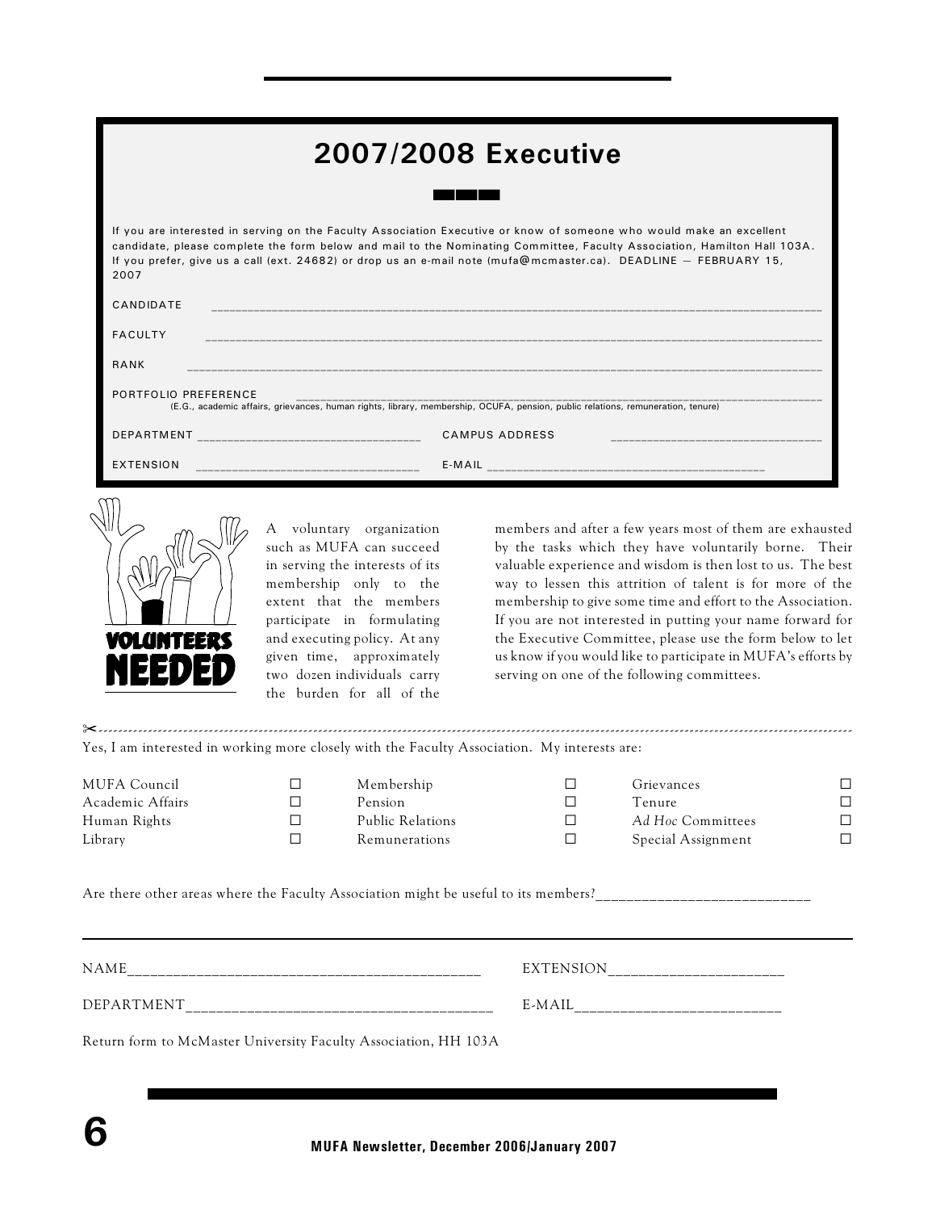## 2007/2008 Executive

If you are interested in serving on the Faculty Association Executive or know of someone who would make an excellent candidate, please complete the form below and mail to the Nominating Committee, Faculty Association, Hamilton Hall 103A. If you prefer, give us a call (ext. 24682) or drop us an e-mail note (mufa@mcmaster.ca). DEADLINE — FEBRUARY 15, 2007

CANDIDATE ______________________________

FACULTY ______________________________

RANK ______________________________

PORTFOLIO PREFERENCE ______________________________
(E.G., academic affairs, grievances, human rights, library, membership, OCUFA, pension, public relations, remuneration, tenure)

DEPARTMENT ______________________ CAMPUS ADDRESS ______________________

EXTENSION ______________________ E-MAIL ______________________

**VOLUNTEERS NEEDED**

A voluntary organization such as MUFA can succeed in serving the interests of its membership only to the extent that the members participate in formulating and executing policy. At any given time, approximately two dozen individuals carry the burden for all of the members and after a few years most of them are exhausted by the tasks which they have voluntarily borne. Their valuable experience and wisdom is then lost to us. The best way to lessen this attrition of talent is for more of the membership to give some time and effort to the Association. If you are not interested in putting your name forward for the Executive Committee, please use the form below to let us know if you would like to participate in MUFA's efforts by serving on one of the following committees.

✂- - - - - - - - - - - - - - - - - - - - - - - - - - - - - - - - - - - - - - - -

Yes, I am interested in working more closely with the Faculty Association. My interests are:

| | | | | | |
|---|---|---|---|---|---|
| MUFA Council | ☐ | Membership | ☐ | Grievances | ☐ |
| Academic Affairs | ☐ | Pension | ☐ | Tenure | ☐ |
| Human Rights | ☐ | Public Relations | ☐ | *Ad Hoc* Committees | ☐ |
| Library | ☐ | Remunerations | ☐ | Special Assignment | ☐ |

Are there other areas where the Faculty Association might be useful to its members?______________________________

NAME______________________________ EXTENSION______________________

DEPARTMENT______________________________ E-MAIL______________________

Return form to McMaster University Faculty Association, HH 103A